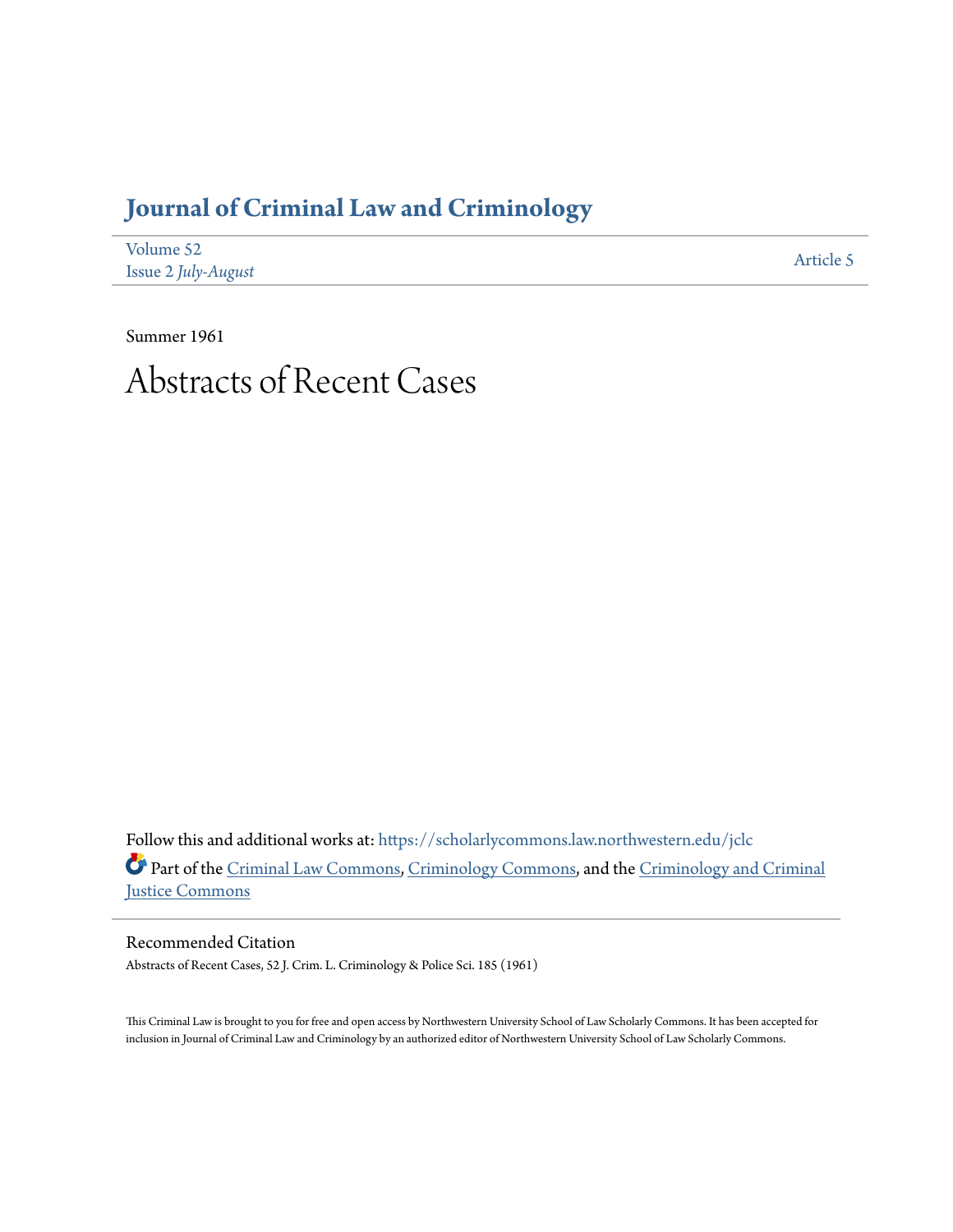# Journal of Criminal Law and Criminology

Volume 52
Issue 2 *July-August*

Article 5

Summer 1961

# Abstracts of Recent Cases

Follow this and additional works at: https://scholarlycommons.law.northwestern.edu/jclc

Part of the Criminal Law Commons, Criminology Commons, and the Criminology and Criminal Justice Commons

## Recommended Citation

Abstracts of Recent Cases, 52 J. Crim. L. Criminology & Police Sci. 185 (1961)

This Criminal Law is brought to you for free and open access by Northwestern University School of Law Scholarly Commons. It has been accepted for inclusion in Journal of Criminal Law and Criminology by an authorized editor of Northwestern University School of Law Scholarly Commons.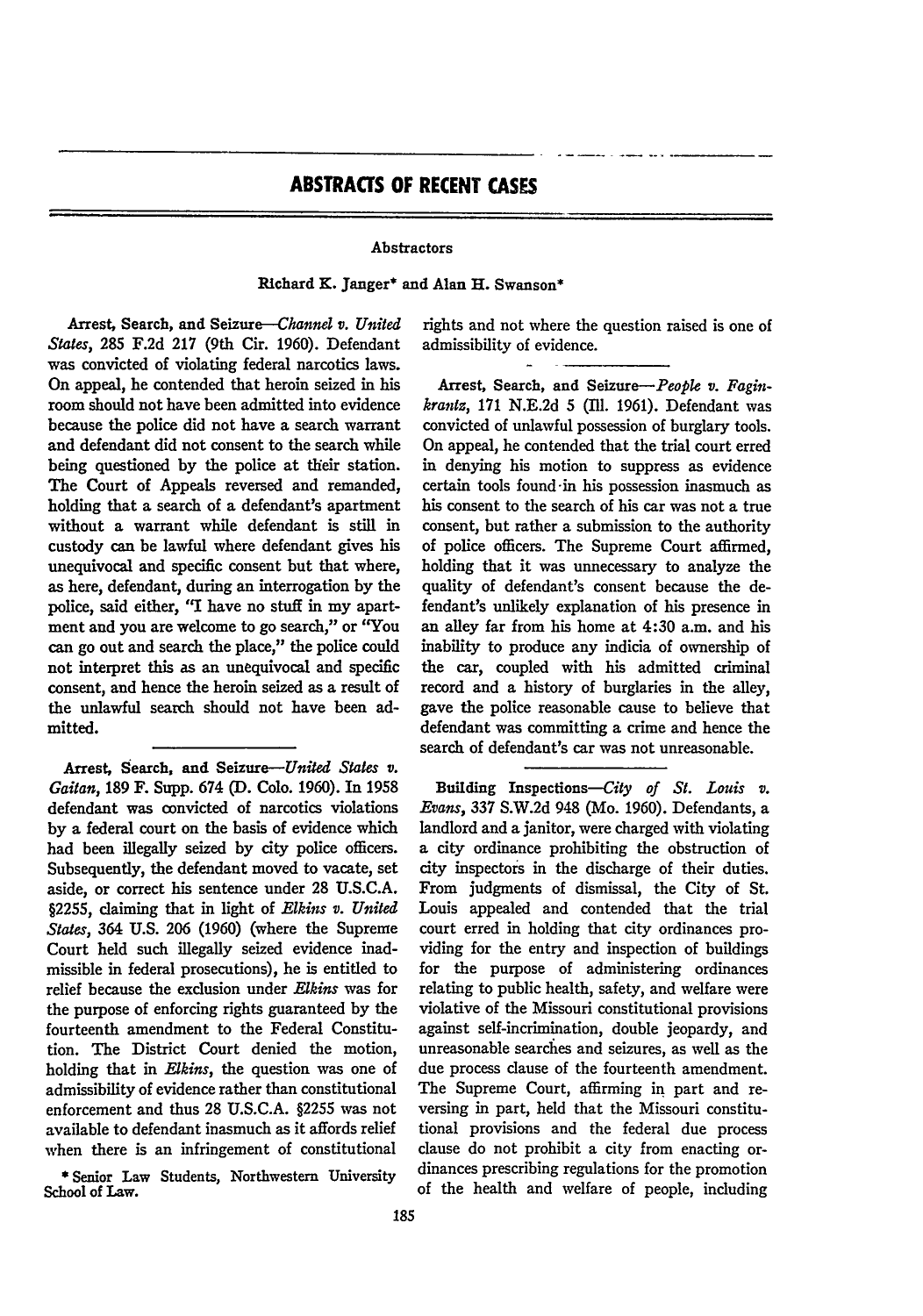# ABSTRACTS OF RECENT CASES

Abstractors

Richard K. Janger* and Alan H. Swanson*

Arrest, Search, and Seizure—*Channel v. United States*, 285 F.2d 217 (9th Cir. 1960). Defendant was convicted of violating federal narcotics laws. On appeal, he contended that heroin seized in his room should not have been admitted into evidence because the police did not have a search warrant and defendant did not consent to the search while being questioned by the police at their station. The Court of Appeals reversed and remanded, holding that a search of a defendant's apartment without a warrant while defendant is still in custody can be lawful where defendant gives his unequivocal and specific consent but that where, as here, defendant, during an interrogation by the police, said either, "I have no stuff in my apartment and you are welcome to go search," or "You can go out and search the place," the police could not interpret this as an unequivocal and specific consent, and hence the heroin seized as a result of the unlawful search should not have been admitted.

Arrest, Search, and Seizure—*United States v. Gaitan*, 189 F. Supp. 674 (D. Colo. 1960). In 1958 defendant was convicted of narcotics violations by a federal court on the basis of evidence which had been illegally seized by city police officers. Subsequently, the defendant moved to vacate, set aside, or correct his sentence under 28 U.S.C.A. §2255, claiming that in light of *Elkins v. United States*, 364 U.S. 206 (1960) (where the Supreme Court held such illegally seized evidence inadmissible in federal prosecutions), he is entitled to relief because the exclusion under *Elkins* was for the purpose of enforcing rights guaranteed by the fourteenth amendment to the Federal Constitution. The District Court denied the motion, holding that in *Elkins*, the question was one of admissibility of evidence rather than constitutional enforcement and thus 28 U.S.C.A. §2255 was not available to defendant inasmuch as it affords relief when there is an infringement of constitutional rights and not where the question raised is one of admissibility of evidence.

\* Senior Law Students, Northwestern University School of Law.

Arrest, Search, and Seizure—*People v. Faginkrantz*, 171 N.E.2d 5 (Ill. 1961). Defendant was convicted of unlawful possession of burglary tools. On appeal, he contended that the trial court erred in denying his motion to suppress as evidence certain tools found in his possession inasmuch as his consent to the search of his car was not a true consent, but rather a submission to the authority of police officers. The Supreme Court affirmed, holding that it was unnecessary to analyze the quality of defendant's consent because the defendant's unlikely explanation of his presence in an alley far from his home at 4:30 a.m. and his inability to produce any indicia of ownership of the car, coupled with his admitted criminal record and a history of burglaries in the alley, gave the police reasonable cause to believe that defendant was committing a crime and hence the search of defendant's car was not unreasonable.

Building Inspections—*City of St. Louis v. Evans*, 337 S.W.2d 948 (Mo. 1960). Defendants, a landlord and a janitor, were charged with violating a city ordinance prohibiting the obstruction of city inspectors in the discharge of their duties. From judgments of dismissal, the City of St. Louis appealed and contended that the trial court erred in holding that city ordinances providing for the entry and inspection of buildings for the purpose of administering ordinances relating to public health, safety, and welfare were violative of the Missouri constitutional provisions against self-incrimination, double jeopardy, and unreasonable searches and seizures, as well as the due process clause of the fourteenth amendment. The Supreme Court, affirming in part and reversing in part, held that the Missouri constitutional provisions and the federal due process clause do not prohibit a city from enacting ordinances prescribing regulations for the promotion of the health and welfare of people, including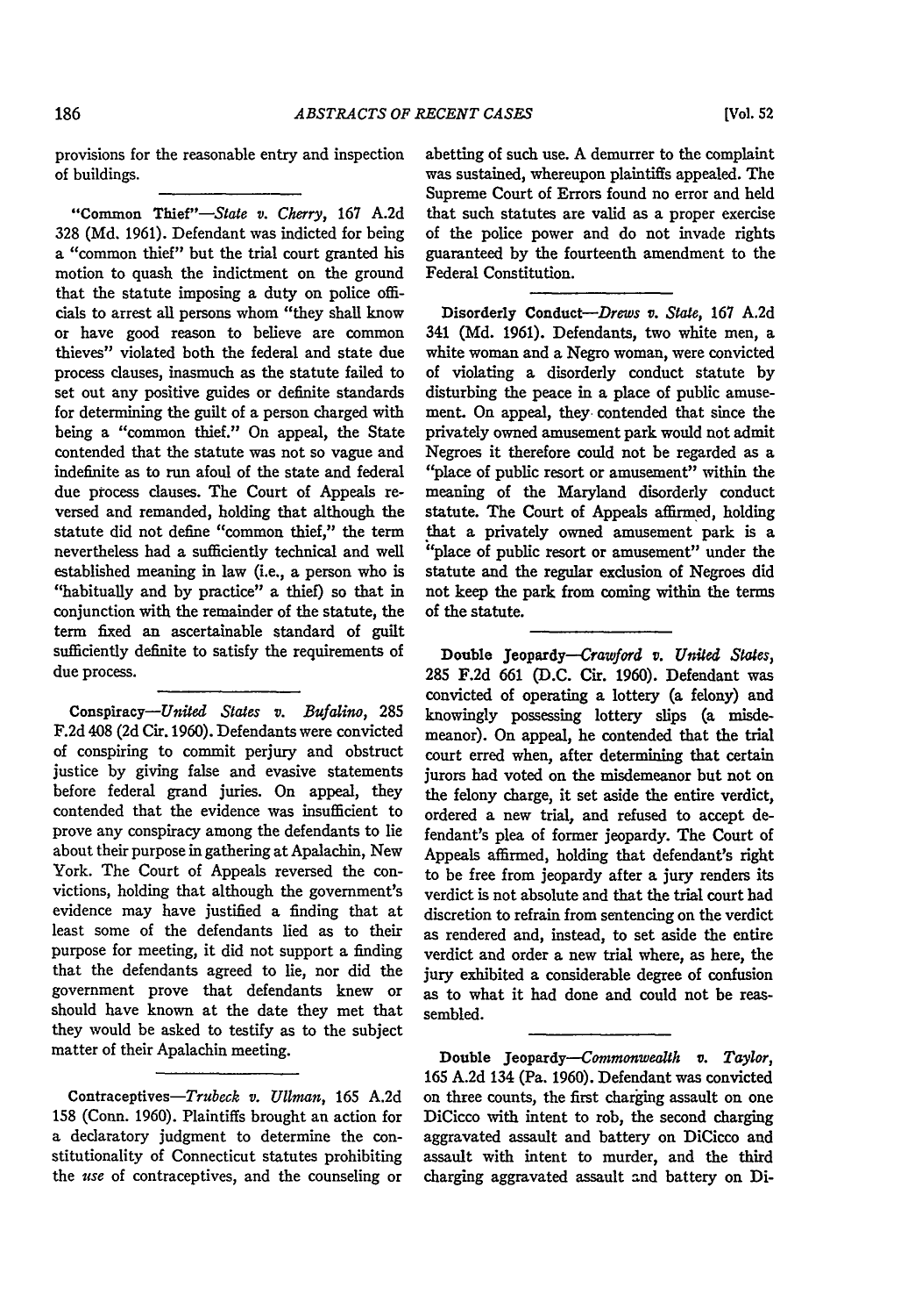provisions for the reasonable entry and inspection of buildings.

"Common Thief"—*State v. Cherry*, 167 A.2d 328 (Md. 1961). Defendant was indicted for being a "common thief" but the trial court granted his motion to quash the indictment on the ground that the statute imposing a duty on police officials to arrest all persons whom "they shall know or have good reason to believe are common thieves" violated both the federal and state due process clauses, inasmuch as the statute failed to set out any positive guides or definite standards for determining the guilt of a person charged with being a "common thief." On appeal, the State contended that the statute was not so vague and indefinite as to run afoul of the state and federal due process clauses. The Court of Appeals reversed and remanded, holding that although the statute did not define "common thief," the term nevertheless had a sufficiently technical and well established meaning in law (i.e., a person who is "habitually and by practice" a thief) so that in conjunction with the remainder of the statute, the term fixed an ascertainable standard of guilt sufficiently definite to satisfy the requirements of due process.

Conspiracy—*United States v. Bufalino*, 285 F.2d 408 (2d Cir. 1960). Defendants were convicted of conspiring to commit perjury and obstruct justice by giving false and evasive statements before federal grand juries. On appeal, they contended that the evidence was insufficient to prove any conspiracy among the defendants to lie about their purpose in gathering at Apalachin, New York. The Court of Appeals reversed the convictions, holding that although the government's evidence may have justified a finding that at least some of the defendants lied as to their purpose for meeting, it did not support a finding that the defendants agreed to lie, nor did the government prove that defendants knew or should have known at the date they met that they would be asked to testify as to the subject matter of their Apalachin meeting.

Contraceptives—*Trubeck v. Ullman*, 165 A.2d 158 (Conn. 1960). Plaintiffs brought an action for a declaratory judgment to determine the constitutionality of Connecticut statutes prohibiting the *use* of contraceptives, and the counseling or abetting of such use. A demurrer to the complaint was sustained, whereupon plaintiffs appealed. The Supreme Court of Errors found no error and held that such statutes are valid as a proper exercise of the police power and do not invade rights guaranteed by the fourteenth amendment to the Federal Constitution.

Disorderly Conduct—*Drews v. State*, 167 A.2d 341 (Md. 1961). Defendants, two white men, a white woman and a Negro woman, were convicted of violating a disorderly conduct statute by disturbing the peace in a place of public amusement. On appeal, they contended that since the privately owned amusement park would not admit Negroes it therefore could not be regarded as a "place of public resort or amusement" within the meaning of the Maryland disorderly conduct statute. The Court of Appeals affirmed, holding that a privately owned amusement park is a "place of public resort or amusement" under the statute and the regular exclusion of Negroes did not keep the park from coming within the terms of the statute.

Double Jeopardy—*Crawford v. United States*, 285 F.2d 661 (D.C. Cir. 1960). Defendant was convicted of operating a lottery (a felony) and knowingly possessing lottery slips (a misdemeanor). On appeal, he contended that the trial court erred when, after determining that certain jurors had voted on the misdemeanor but not on the felony charge, it set aside the entire verdict, ordered a new trial, and refused to accept defendant's plea of former jeopardy. The Court of Appeals affirmed, holding that defendant's right to be free from jeopardy after a jury renders its verdict is not absolute and that the trial court had discretion to refrain from sentencing on the verdict as rendered and, instead, to set aside the entire verdict and order a new trial where, as here, the jury exhibited a considerable degree of confusion as to what it had done and could not be reassembled.

Double Jeopardy—*Commonwealth v. Taylor*, 165 A.2d 134 (Pa. 1960). Defendant was convicted on three counts, the first charging assault on one DiCicco with intent to rob, the second charging aggravated assault and battery on DiCicco and assault with intent to murder, and the third charging aggravated assault and battery on Di-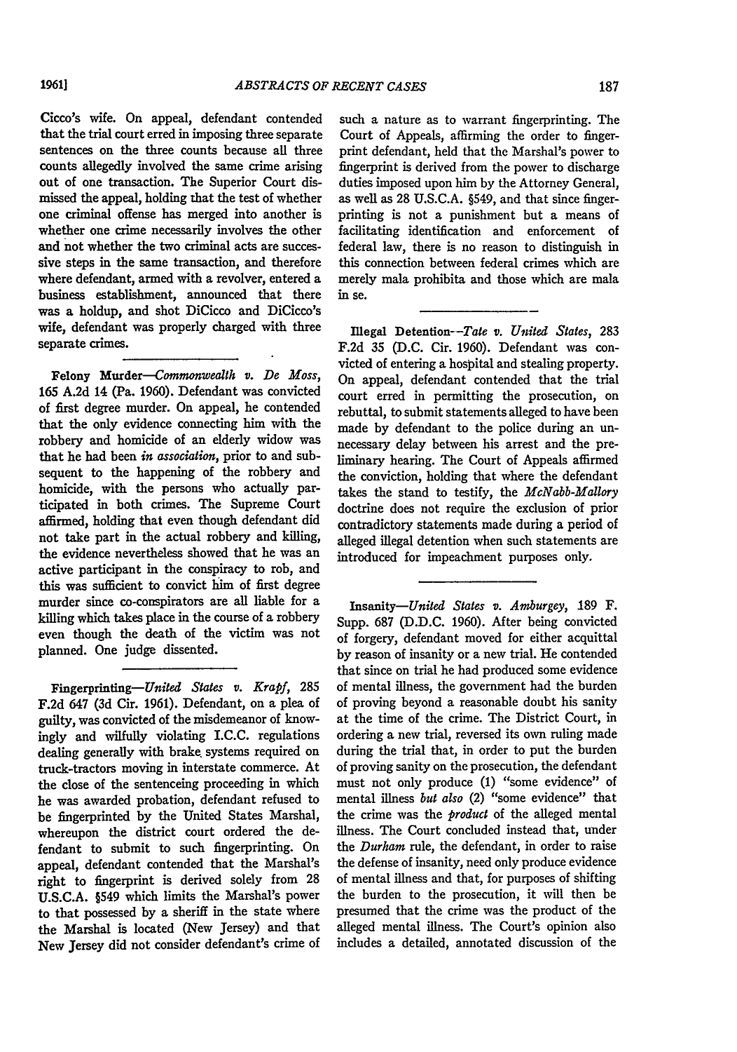Cicco's wife. On appeal, defendant contended that the trial court erred in imposing three separate sentences on the three counts because all three counts allegedly involved the same crime arising out of one transaction. The Superior Court dismissed the appeal, holding that the test of whether one criminal offense has merged into another is whether one crime necessarily involves the other and not whether the two criminal acts are successive steps in the same transaction, and therefore where defendant, armed with a revolver, entered a business establishment, announced that there was a holdup, and shot DiCicco and DiCicco's wife, defendant was properly charged with three separate crimes.

**Felony Murder**—*Commonwealth v. De Moss*, 165 A.2d 14 (Pa. 1960). Defendant was convicted of first degree murder. On appeal, he contended that the only evidence connecting him with the robbery and homicide of an elderly widow was that he had been *in association*, prior to and subsequent to the happening of the robbery and homicide, with the persons who actually participated in both crimes. The Supreme Court affirmed, holding that even though defendant did not take part in the actual robbery and killing, the evidence nevertheless showed that he was an active participant in the conspiracy to rob, and this was sufficient to convict him of first degree murder since co-conspirators are all liable for a killing which takes place in the course of a robbery even though the death of the victim was not planned. One judge dissented.

**Fingerprinting**—*United States v. Krapf*, 285 F.2d 647 (3d Cir. 1961). Defendant, on a plea of guilty, was convicted of the misdemeanor of knowingly and wilfully violating I.C.C. regulations dealing generally with brake systems required on truck-tractors moving in interstate commerce. At the close of the sentenceing proceeding in which he was awarded probation, defendant refused to be fingerprinted by the United States Marshal, whereupon the district court ordered the defendant to submit to such fingerprinting. On appeal, defendant contended that the Marshal's right to fingerprint is derived solely from 28 U.S.C.A. §549 which limits the Marshal's power to that possessed by a sheriff in the state where the Marshal is located (New Jersey) and that New Jersey did not consider defendant's crime of such a nature as to warrant fingerprinting. The Court of Appeals, affirming the order to fingerprint defendant, held that the Marshal's power to fingerprint is derived from the power to discharge duties imposed upon him by the Attorney General, as well as 28 U.S.C.A. §549, and that since fingerprinting is not a punishment but a means of facilitating identification and enforcement of federal law, there is no reason to distinguish in this connection between federal crimes which are merely mala prohibita and those which are mala in se.

**Illegal Detention**—*Tate v. United States*, 283 F.2d 35 (D.C. Cir. 1960). Defendant was convicted of entering a hospital and stealing property. On appeal, defendant contended that the trial court erred in permitting the prosecution, on rebuttal, to submit statements alleged to have been made by defendant to the police during an unnecessary delay between his arrest and the preliminary hearing. The Court of Appeals affirmed the conviction, holding that where the defendant takes the stand to testify, the *McNabb-Mallory* doctrine does not require the exclusion of prior contradictory statements made during a period of alleged illegal detention when such statements are introduced for impeachment purposes only.

**Insanity**—*United States v. Amburgey*, 189 F. Supp. 687 (D.D.C. 1960). After being convicted of forgery, defendant moved for either acquittal by reason of insanity or a new trial. He contended that since on trial he had produced some evidence of mental illness, the government had the burden of proving beyond a reasonable doubt his sanity at the time of the crime. The District Court, in ordering a new trial, reversed its own ruling made during the trial that, in order to put the burden of proving sanity on the prosecution, the defendant must not only produce (1) "some evidence" of mental illness *but also* (2) "some evidence" that the crime was the *product* of the alleged mental illness. The Court concluded instead that, under the *Durham* rule, the defendant, in order to raise the defense of insanity, need only produce evidence of mental illness and that, for purposes of shifting the burden to the prosecution, it will then be presumed that the crime was the product of the alleged mental illness. The Court's opinion also includes a detailed, annotated discussion of the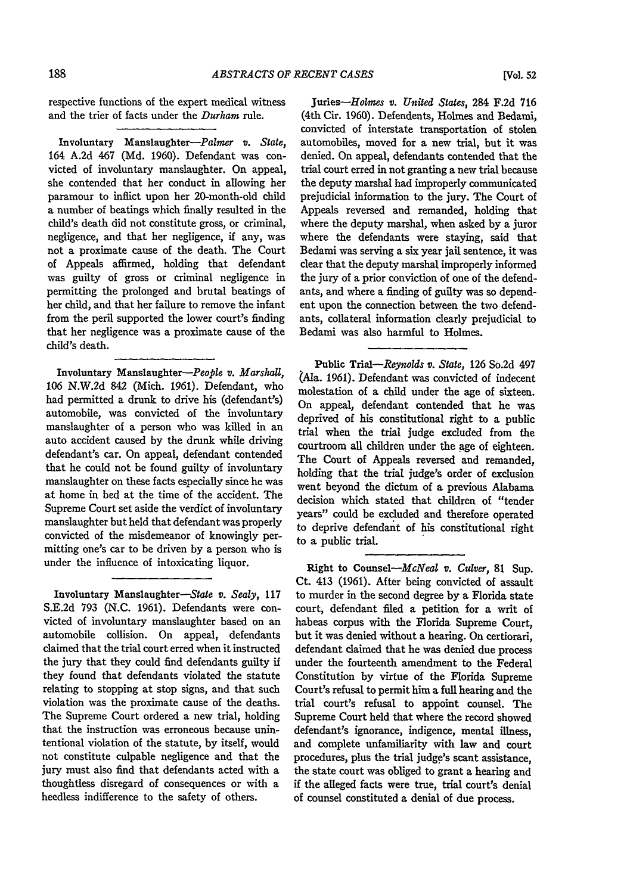respective functions of the expert medical witness and the trier of facts under the *Durham* rule.

---

**Involuntary Manslaughter**—*Palmer v. State*, 164 A.2d 467 (Md. 1960). Defendant was convicted of involuntary manslaughter. On appeal, she contended that her conduct in allowing her paramour to inflict upon her 20-month-old child a number of beatings which finally resulted in the child's death did not constitute gross, or criminal, negligence, and that her negligence, if any, was not a proximate cause of the death. The Court of Appeals affirmed, holding that defendant was guilty of gross or criminal negligence in permitting the prolonged and brutal beatings of her child, and that her failure to remove the infant from the peril supported the lower court's finding that her negligence was a proximate cause of the child's death.

---

**Involuntary Manslaughter**—*People v. Marshall*, 106 N.W.2d 842 (Mich. 1961). Defendant, who had permitted a drunk to drive his (defendant's) automobile, was convicted of the involuntary manslaughter of a person who was killed in an auto accident caused by the drunk while driving defendant's car. On appeal, defendant contended that he could not be found guilty of involuntary manslaughter on these facts especially since he was at home in bed at the time of the accident. The Supreme Court set aside the verdict of involuntary manslaughter but held that defendant was properly convicted of the misdemeanor of knowingly permitting one's car to be driven by a person who is under the influence of intoxicating liquor.

---

**Involuntary Manslaughter**—*State v. Sealy*, 117 S.E.2d 793 (N.C. 1961). Defendants were convicted of involuntary manslaughter based on an automobile collision. On appeal, defendants claimed that the trial court erred when it instructed the jury that they could find defendants guilty if they found that defendants violated the statute relating to stopping at stop signs, and that such violation was the proximate cause of the deaths. The Supreme Court ordered a new trial, holding that the instruction was erroneous because unintentional violation of the statute, by itself, would not constitute culpable negligence and that the jury must also find that defendants acted with a thoughtless disregard of consequences or with a heedless indifference to the safety of others.

---

**Juries**—*Holmes v. United States*, 284 F.2d 716 (4th Cir. 1960). Defendents, Holmes and Bedami, convicted of interstate transportation of stolen automobiles, moved for a new trial, but it was denied. On appeal, defendants contended that the trial court erred in not granting a new trial because the deputy marshal had improperly communicated prejudicial information to the jury. The Court of Appeals reversed and remanded, holding that where the deputy marshal, when asked by a juror where the defendants were staying, said that Bedami was serving a six year jail sentence, it was clear that the deputy marshal improperly informed the jury of a prior conviction of one of the defendants, and where a finding of guilty was so dependent upon the connection between the two defendants, collateral information clearly prejudicial to Bedami was also harmful to Holmes.

---

**Public Trial**—*Reynolds v. State*, 126 So.2d 497 (Ala. 1961). Defendant was convicted of indecent molestation of a child under the age of sixteen. On appeal, defendant contended that he was deprived of his constitutional right to a public trial when the trial judge excluded from the courtroom all children under the age of eighteen. The Court of Appeals reversed and remanded, holding that the trial judge's order of exclusion went beyond the dictum of a previous Alabama decision which stated that children of "tender years" could be excluded and therefore operated to deprive defendant of his constitutional right to a public trial.

---

**Right to Counsel**—*McNeal v. Culver*, 81 Sup. Ct. 413 (1961). After being convicted of assault to murder in the second degree by a Florida state court, defendant filed a petition for a writ of habeas corpus with the Florida Supreme Court, but it was denied without a hearing. On certiorari, defendant claimed that he was denied due process under the fourteenth amendment to the Federal Constitution by virtue of the Florida Supreme Court's refusal to permit him a full hearing and the trial court's refusal to appoint counsel. The Supreme Court held that where the record showed defendant's ignorance, indigence, mental illness, and complete unfamiliarity with law and court procedures, plus the trial judge's scant assistance, the state court was obliged to grant a hearing and if the alleged facts were true, trial court's denial of counsel constituted a denial of due process.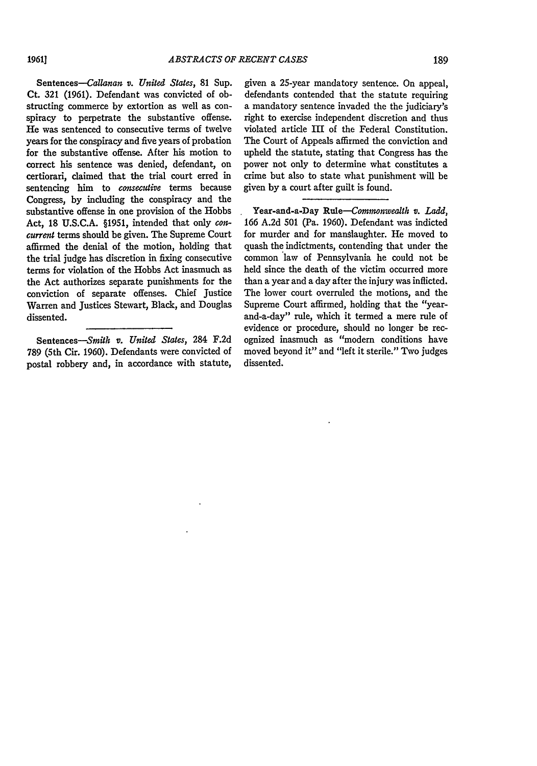**Sentences**—*Callanan v. United States*, 81 Sup. Ct. 321 (1961). Defendant was convicted of obstructing commerce by extortion as well as conspiracy to perpetrate the substantive offense. He was sentenced to consecutive terms of twelve years for the conspiracy and five years of probation for the substantive offense. After his motion to correct his sentence was denied, defendant, on certiorari, claimed that the trial court erred in sentencing him to *consecutive* terms because Congress, by including the conspiracy and the substantive offense in one provision of the Hobbs Act, 18 U.S.C.A. §1951, intended that only *concurrent* terms should be given. The Supreme Court affirmed the denial of the motion, holding that the trial judge has discretion in fixing consecutive terms for violation of the Hobbs Act inasmuch as the Act authorizes separate punishments for the conviction of separate offenses. Chief Justice Warren and Justices Stewart, Black, and Douglas dissented.

---

**Sentences**—*Smith v. United States*, 284 F.2d 789 (5th Cir. 1960). Defendants were convicted of postal robbery and, in accordance with statute, given a 25-year mandatory sentence. On appeal, defendants contended that the statute requiring a mandatory sentence invaded the the judiciary's right to exercise independent discretion and thus violated article III of the Federal Constitution. The Court of Appeals affirmed the conviction and upheld the statute, stating that Congress has the power not only to determine what constitutes a crime but also to state what punishment will be given by a court after guilt is found.

---

**Year-and-a-Day Rule**—*Commonwealth v. Ladd*, 166 A.2d 501 (Pa. 1960). Defendant was indicted for murder and for manslaughter. He moved to quash the indictments, contending that under the common law of Pennsylvania he could not be held since the death of the victim occurred more than a year and a day after the injury was inflicted. The lower court overruled the motions, and the Supreme Court affirmed, holding that the "year-and-a-day" rule, which it termed a mere rule of evidence or procedure, should no longer be recognized inasmuch as "modern conditions have moved beyond it" and "left it sterile." Two judges dissented.